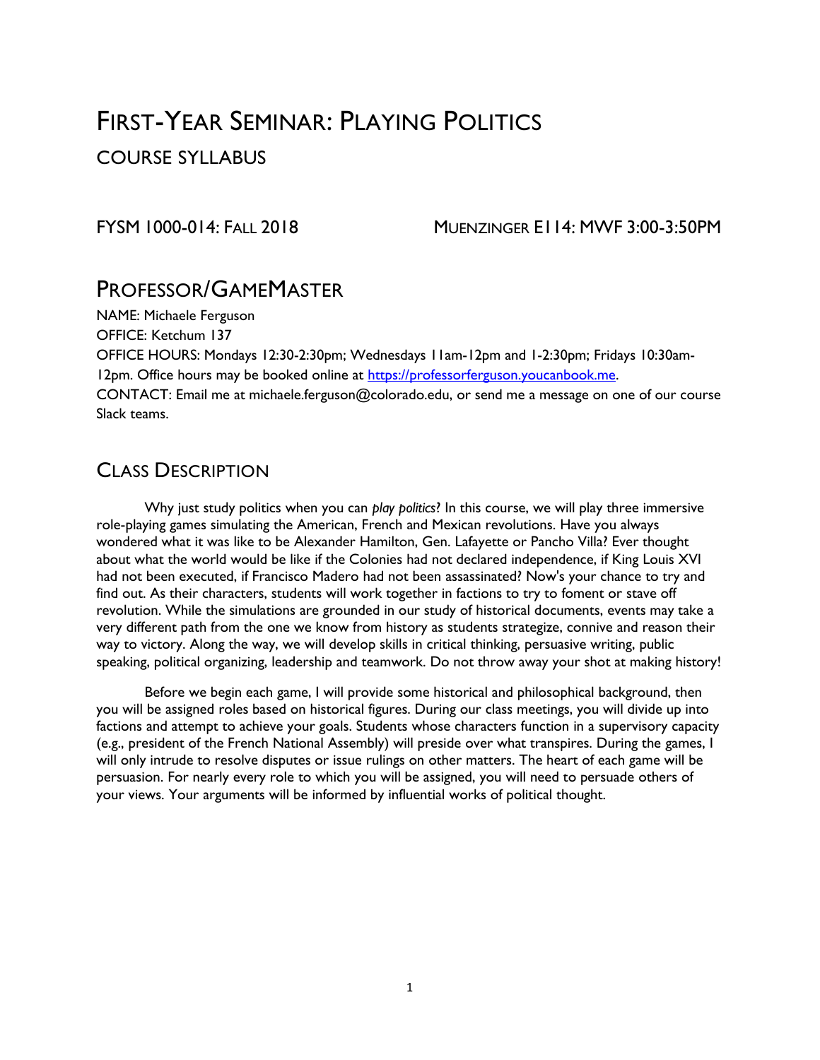# First-Year Seminar: Playing Politics

## Course Syllabus

FYSM 1000-014: Fall 2018 — Muenzinger E114: MWF 3:00-3:50PM

## Professor/GameMaster

NAME: Michaele Ferguson
OFFICE: Ketchum 137
OFFICE HOURS: Mondays 12:30-2:30pm; Wednesdays 11am-12pm and 1-2:30pm; Fridays 10:30am-12pm. Office hours may be booked online at [https://professorferguson.youcanbook.me](https://professorferguson.youcanbook.me).
CONTACT: Email me at michaele.ferguson@colorado.edu, or send me a message on one of our course Slack teams.

## Class Description

Why just study politics when you can *play politics*? In this course, we will play three immersive role-playing games simulating the American, French and Mexican revolutions. Have you always wondered what it was like to be Alexander Hamilton, Gen. Lafayette or Pancho Villa? Ever thought about what the world would be like if the Colonies had not declared independence, if King Louis XVI had not been executed, if Francisco Madero had not been assassinated? Now's your chance to try and find out. As their characters, students will work together in factions to try to foment or stave off revolution. While the simulations are grounded in our study of historical documents, events may take a very different path from the one we know from history as students strategize, connive and reason their way to victory. Along the way, we will develop skills in critical thinking, persuasive writing, public speaking, political organizing, leadership and teamwork. Do not throw away your shot at making history!

Before we begin each game, I will provide some historical and philosophical background, then you will be assigned roles based on historical figures. During our class meetings, you will divide up into factions and attempt to achieve your goals. Students whose characters function in a supervisory capacity (e.g., president of the French National Assembly) will preside over what transpires. During the games, I will only intrude to resolve disputes or issue rulings on other matters. The heart of each game will be persuasion. For nearly every role to which you will be assigned, you will need to persuade others of your views. Your arguments will be informed by influential works of political thought.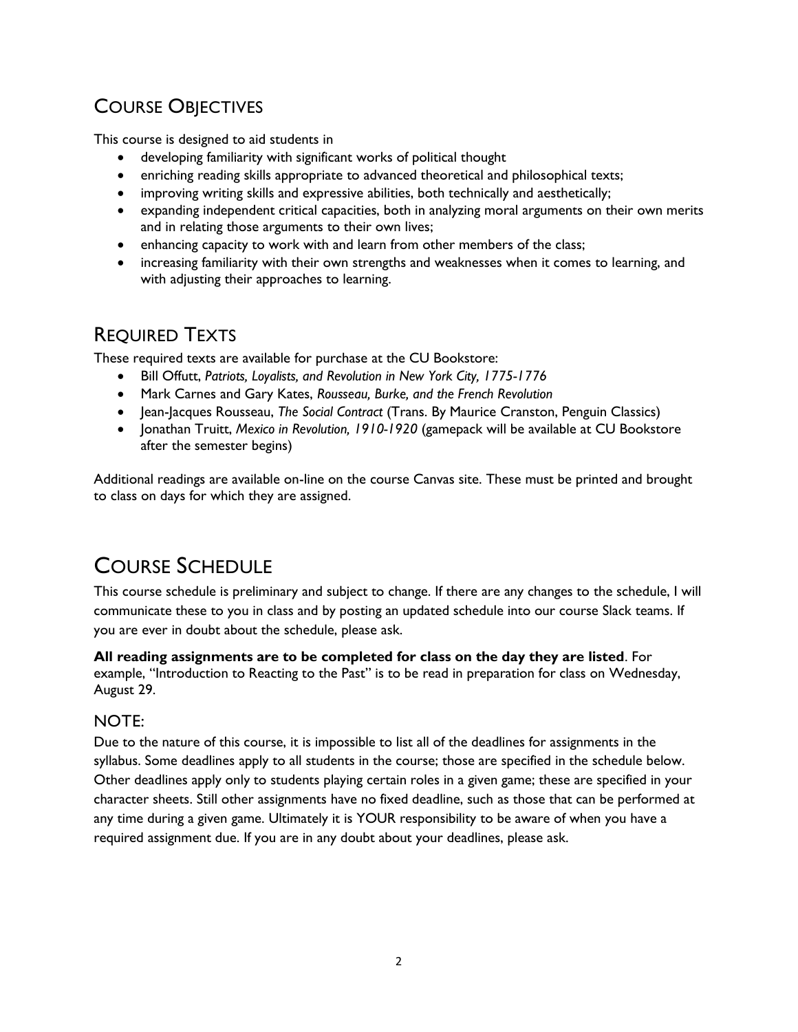## Course Objectives

This course is designed to aid students in

- developing familiarity with significant works of political thought
- enriching reading skills appropriate to advanced theoretical and philosophical texts;
- improving writing skills and expressive abilities, both technically and aesthetically;
- expanding independent critical capacities, both in analyzing moral arguments on their own merits and in relating those arguments to their own lives;
- enhancing capacity to work with and learn from other members of the class;
- increasing familiarity with their own strengths and weaknesses when it comes to learning, and with adjusting their approaches to learning.

## Required Texts

These required texts are available for purchase at the CU Bookstore:

- Bill Offutt, *Patriots, Loyalists, and Revolution in New York City, 1775-1776*
- Mark Carnes and Gary Kates, *Rousseau, Burke, and the French Revolution*
- Jean-Jacques Rousseau, *The Social Contract* (Trans. By Maurice Cranston, Penguin Classics)
- Jonathan Truitt, *Mexico in Revolution, 1910-1920* (gamepack will be available at CU Bookstore after the semester begins)

Additional readings are available on-line on the course Canvas site. These must be printed and brought to class on days for which they are assigned.

# Course Schedule

This course schedule is preliminary and subject to change. If there are any changes to the schedule, I will communicate these to you in class and by posting an updated schedule into our course Slack teams. If you are ever in doubt about the schedule, please ask.

**All reading assignments are to be completed for class on the day they are listed**. For example, "Introduction to Reacting to the Past" is to be read in preparation for class on Wednesday, August 29.

### NOTE:

Due to the nature of this course, it is impossible to list all of the deadlines for assignments in the syllabus. Some deadlines apply to all students in the course; those are specified in the schedule below. Other deadlines apply only to students playing certain roles in a given game; these are specified in your character sheets. Still other assignments have no fixed deadline, such as those that can be performed at any time during a given game. Ultimately it is YOUR responsibility to be aware of when you have a required assignment due. If you are in any doubt about your deadlines, please ask.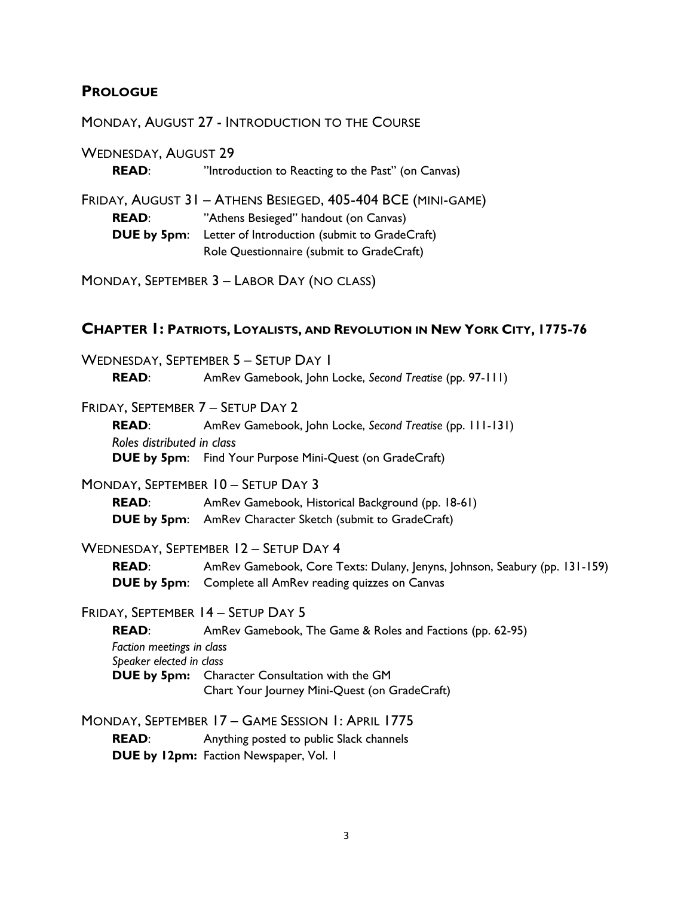## PROLOGUE

MONDAY, AUGUST 27 - INTRODUCTION TO THE COURSE

WEDNESDAY, AUGUST 29

**READ**: "Introduction to Reacting to the Past" (on Canvas)

FRIDAY, AUGUST 31 – ATHENS BESIEGED, 405-404 BCE (MINI-GAME)

**READ**: "Athens Besieged" handout (on Canvas)

**DUE by 5pm**: Letter of Introduction (submit to GradeCraft)
Role Questionnaire (submit to GradeCraft)

MONDAY, SEPTEMBER 3 – LABOR DAY (NO CLASS)

## CHAPTER 1: PATRIOTS, LOYALISTS, AND REVOLUTION IN NEW YORK CITY, 1775-76

WEDNESDAY, SEPTEMBER 5 – SETUP DAY 1

**READ**: AmRev Gamebook, John Locke, *Second Treatise* (pp. 97-111)

FRIDAY, SEPTEMBER 7 – SETUP DAY 2

**READ**: AmRev Gamebook, John Locke, *Second Treatise* (pp. 111-131)

*Roles distributed in class*

**DUE by 5pm**: Find Your Purpose Mini-Quest (on GradeCraft)

MONDAY, SEPTEMBER 10 – SETUP DAY 3

**READ**: AmRev Gamebook, Historical Background (pp. 18-61)

**DUE by 5pm**: AmRev Character Sketch (submit to GradeCraft)

WEDNESDAY, SEPTEMBER 12 – SETUP DAY 4

**READ**: AmRev Gamebook, Core Texts: Dulany, Jenyns, Johnson, Seabury (pp. 131-159)

**DUE by 5pm**: Complete all AmRev reading quizzes on Canvas

FRIDAY, SEPTEMBER 14 – SETUP DAY 5

**READ**: AmRev Gamebook, The Game & Roles and Factions (pp. 62-95)

*Faction meetings in class*

*Speaker elected in class*

**DUE by 5pm:** Character Consultation with the GM
Chart Your Journey Mini-Quest (on GradeCraft)

MONDAY, SEPTEMBER 17 – GAME SESSION 1: APRIL 1775

**READ**: Anything posted to public Slack channels

**DUE by 12pm:** Faction Newspaper, Vol. 1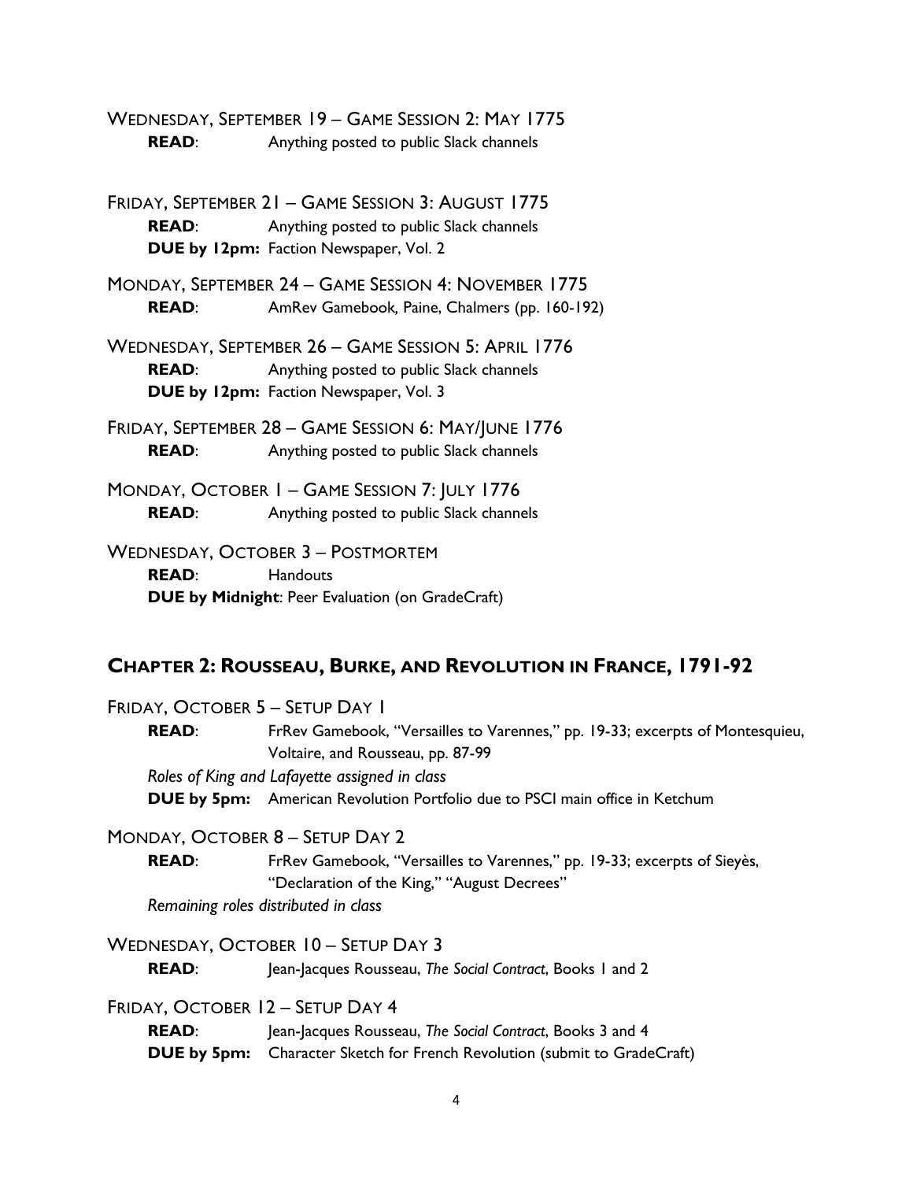WEDNESDAY, SEPTEMBER 19 – GAME SESSION 2: MAY 1775

**READ**: Anything posted to public Slack channels

FRIDAY, SEPTEMBER 21 – GAME SESSION 3: AUGUST 1775

**READ**: Anything posted to public Slack channels
**DUE by 12pm:** Faction Newspaper, Vol. 2

MONDAY, SEPTEMBER 24 – GAME SESSION 4: NOVEMBER 1775

**READ**: AmRev Gamebook, Paine, Chalmers (pp. 160-192)

WEDNESDAY, SEPTEMBER 26 – GAME SESSION 5: APRIL 1776

**READ**: Anything posted to public Slack channels
**DUE by 12pm:** Faction Newspaper, Vol. 3

FRIDAY, SEPTEMBER 28 – GAME SESSION 6: MAY/JUNE 1776

**READ**: Anything posted to public Slack channels

MONDAY, OCTOBER 1 – GAME SESSION 7: JULY 1776

**READ**: Anything posted to public Slack channels

WEDNESDAY, OCTOBER 3 – POSTMORTEM

**READ**: Handouts
**DUE by Midnight**: Peer Evaluation (on GradeCraft)

## CHAPTER 2: ROUSSEAU, BURKE, AND REVOLUTION IN FRANCE, 1791-92

FRIDAY, OCTOBER 5 – SETUP DAY 1

**READ**: FrRev Gamebook, "Versailles to Varennes," pp. 19-33; excerpts of Montesquieu, Voltaire, and Rousseau, pp. 87-99

*Roles of King and Lafayette assigned in class*

**DUE by 5pm:** American Revolution Portfolio due to PSCI main office in Ketchum

MONDAY, OCTOBER 8 – SETUP DAY 2

**READ**: FrRev Gamebook, "Versailles to Varennes," pp. 19-33; excerpts of Sieyès, "Declaration of the King," "August Decrees"

*Remaining roles distributed in class*

WEDNESDAY, OCTOBER 10 – SETUP DAY 3

**READ**: Jean-Jacques Rousseau, *The Social Contract*, Books 1 and 2

FRIDAY, OCTOBER 12 – SETUP DAY 4

**READ**: Jean-Jacques Rousseau, *The Social Contract*, Books 3 and 4
**DUE by 5pm:** Character Sketch for French Revolution (submit to GradeCraft)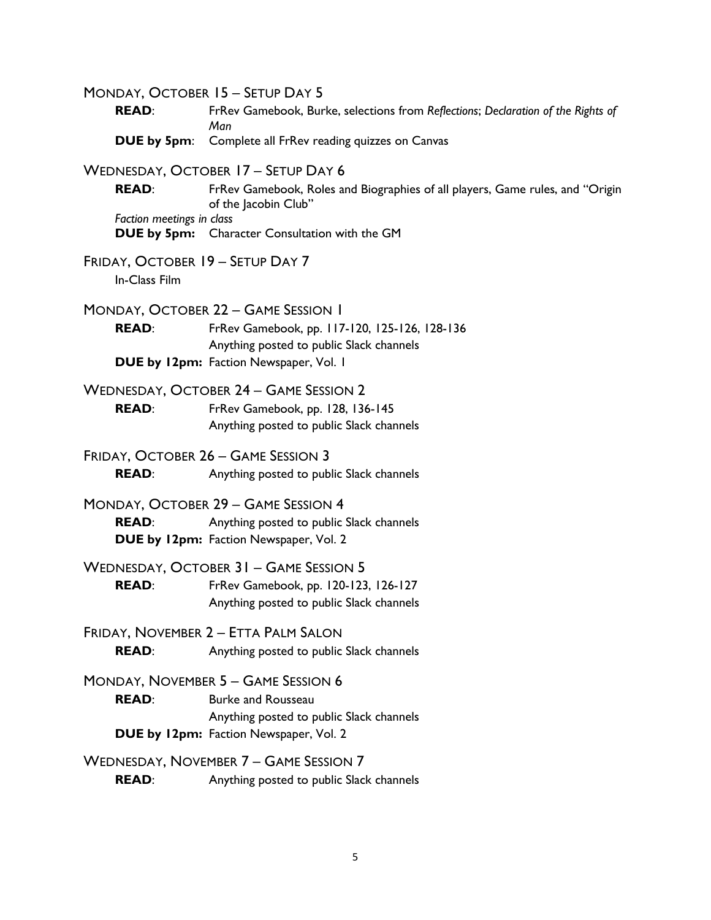MONDAY, OCTOBER 15 – SETUP DAY 5

**READ**: FrRev Gamebook, Burke, selections from *Reflections*; *Declaration of the Rights of Man*

**DUE by 5pm**: Complete all FrRev reading quizzes on Canvas

WEDNESDAY, OCTOBER 17 – SETUP DAY 6

**READ**: FrRev Gamebook, Roles and Biographies of all players, Game rules, and "Origin of the Jacobin Club"

*Faction meetings in class*

**DUE by 5pm:** Character Consultation with the GM

FRIDAY, OCTOBER 19 – SETUP DAY 7

In-Class Film

MONDAY, OCTOBER 22 – GAME SESSION 1

**READ**: FrRev Gamebook, pp. 117-120, 125-126, 128-136
Anything posted to public Slack channels

**DUE by 12pm:** Faction Newspaper, Vol. 1

WEDNESDAY, OCTOBER 24 – GAME SESSION 2

**READ**: FrRev Gamebook, pp. 128, 136-145
Anything posted to public Slack channels

FRIDAY, OCTOBER 26 – GAME SESSION 3

**READ**: Anything posted to public Slack channels

MONDAY, OCTOBER 29 – GAME SESSION 4

**READ**: Anything posted to public Slack channels

**DUE by 12pm:** Faction Newspaper, Vol. 2

WEDNESDAY, OCTOBER 31 – GAME SESSION 5

**READ**: FrRev Gamebook, pp. 120-123, 126-127
Anything posted to public Slack channels

FRIDAY, NOVEMBER 2 – ETTA PALM SALON

**READ**: Anything posted to public Slack channels

MONDAY, NOVEMBER 5 – GAME SESSION 6

**READ**: Burke and Rousseau
Anything posted to public Slack channels

**DUE by 12pm:** Faction Newspaper, Vol. 2

WEDNESDAY, NOVEMBER 7 – GAME SESSION 7

**READ**: Anything posted to public Slack channels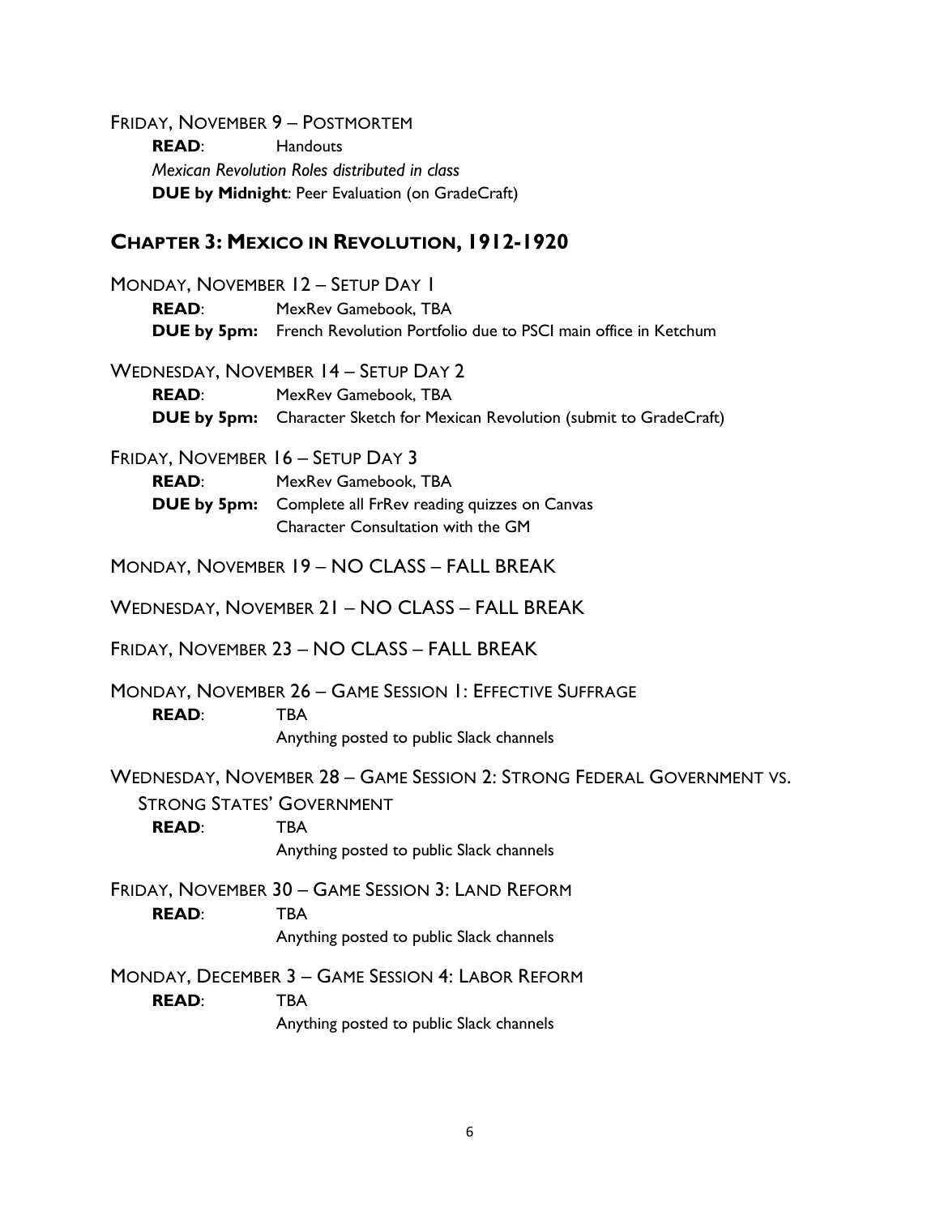FRIDAY, NOVEMBER 9 – POSTMORTEM

**READ**: Handouts

*Mexican Revolution Roles distributed in class*

**DUE by Midnight**: Peer Evaluation (on GradeCraft)

## CHAPTER 3: MEXICO IN REVOLUTION, 1912-1920

MONDAY, NOVEMBER 12 – SETUP DAY 1

**READ**: MexRev Gamebook, TBA

**DUE by 5pm:** French Revolution Portfolio due to PSCI main office in Ketchum

WEDNESDAY, NOVEMBER 14 – SETUP DAY 2

**READ**: MexRev Gamebook, TBA

**DUE by 5pm:** Character Sketch for Mexican Revolution (submit to GradeCraft)

FRIDAY, NOVEMBER 16 – SETUP DAY 3

**READ**: MexRev Gamebook, TBA

**DUE by 5pm:** Complete all FrRev reading quizzes on Canvas

Character Consultation with the GM

MONDAY, NOVEMBER 19 – NO CLASS – FALL BREAK

WEDNESDAY, NOVEMBER 21 – NO CLASS – FALL BREAK

FRIDAY, NOVEMBER 23 – NO CLASS – FALL BREAK

MONDAY, NOVEMBER 26 – GAME SESSION 1: EFFECTIVE SUFFRAGE

**READ**: TBA

Anything posted to public Slack channels

WEDNESDAY, NOVEMBER 28 – GAME SESSION 2: STRONG FEDERAL GOVERNMENT VS. STRONG STATES' GOVERNMENT

**READ**: TBA

Anything posted to public Slack channels

FRIDAY, NOVEMBER 30 – GAME SESSION 3: LAND REFORM

**READ**: TBA

Anything posted to public Slack channels

MONDAY, DECEMBER 3 – GAME SESSION 4: LABOR REFORM

**READ**: TBA

Anything posted to public Slack channels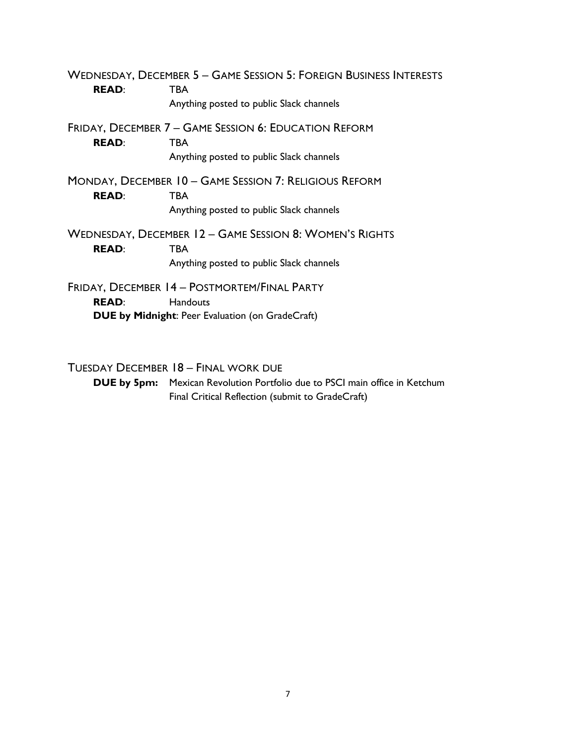Wednesday, December 5 – Game Session 5: Foreign Business Interests

**READ**: TBA

Anything posted to public Slack channels

Friday, December 7 – Game Session 6: Education Reform

**READ**: TBA

Anything posted to public Slack channels

Monday, December 10 – Game Session 7: Religious Reform

**READ**: TBA

Anything posted to public Slack channels

Wednesday, December 12 – Game Session 8: Women's Rights

**READ**: TBA

Anything posted to public Slack channels

Friday, December 14 – Postmortem/Final Party

**READ**: Handouts

**DUE by Midnight**: Peer Evaluation (on GradeCraft)

Tuesday December 18 – Final work due

**DUE by 5pm:** Mexican Revolution Portfolio due to PSCI main office in Ketchum

Final Critical Reflection (submit to GradeCraft)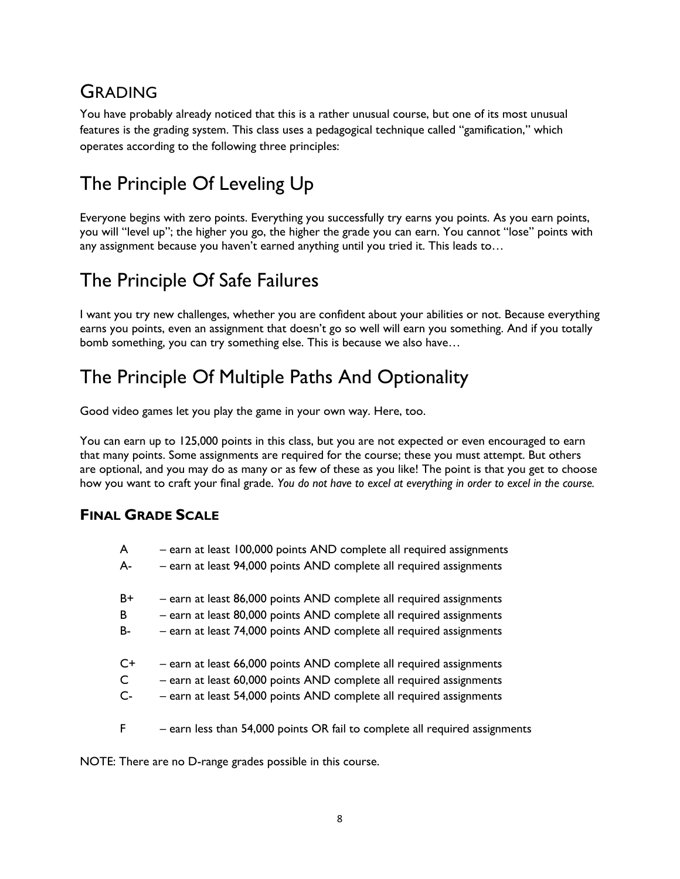## GRADING

You have probably already noticed that this is a rather unusual course, but one of its most unusual features is the grading system. This class uses a pedagogical technique called "gamification," which operates according to the following three principles:

# The Principle Of Leveling Up

Everyone begins with zero points. Everything you successfully try earns you points. As you earn points, you will "level up"; the higher you go, the higher the grade you can earn. You cannot "lose" points with any assignment because you haven't earned anything until you tried it. This leads to…

# The Principle Of Safe Failures

I want you try new challenges, whether you are confident about your abilities or not. Because everything earns you points, even an assignment that doesn't go so well will earn you something. And if you totally bomb something, you can try something else. This is because we also have…

# The Principle Of Multiple Paths And Optionality

Good video games let you play the game in your own way. Here, too.

You can earn up to 125,000 points in this class, but you are not expected or even encouraged to earn that many points. Some assignments are required for the course; these you must attempt. But others are optional, and you may do as many or as few of these as you like! The point is that you get to choose how you want to craft your final grade. *You do not have to excel at everything in order to excel in the course.*

### FINAL GRADE SCALE

A – earn at least 100,000 points AND complete all required assignments
A- – earn at least 94,000 points AND complete all required assignments

B+ – earn at least 86,000 points AND complete all required assignments
B – earn at least 80,000 points AND complete all required assignments
B- – earn at least 74,000 points AND complete all required assignments

C+ – earn at least 66,000 points AND complete all required assignments
C – earn at least 60,000 points AND complete all required assignments
C- – earn at least 54,000 points AND complete all required assignments

F – earn less than 54,000 points OR fail to complete all required assignments

NOTE: There are no D-range grades possible in this course.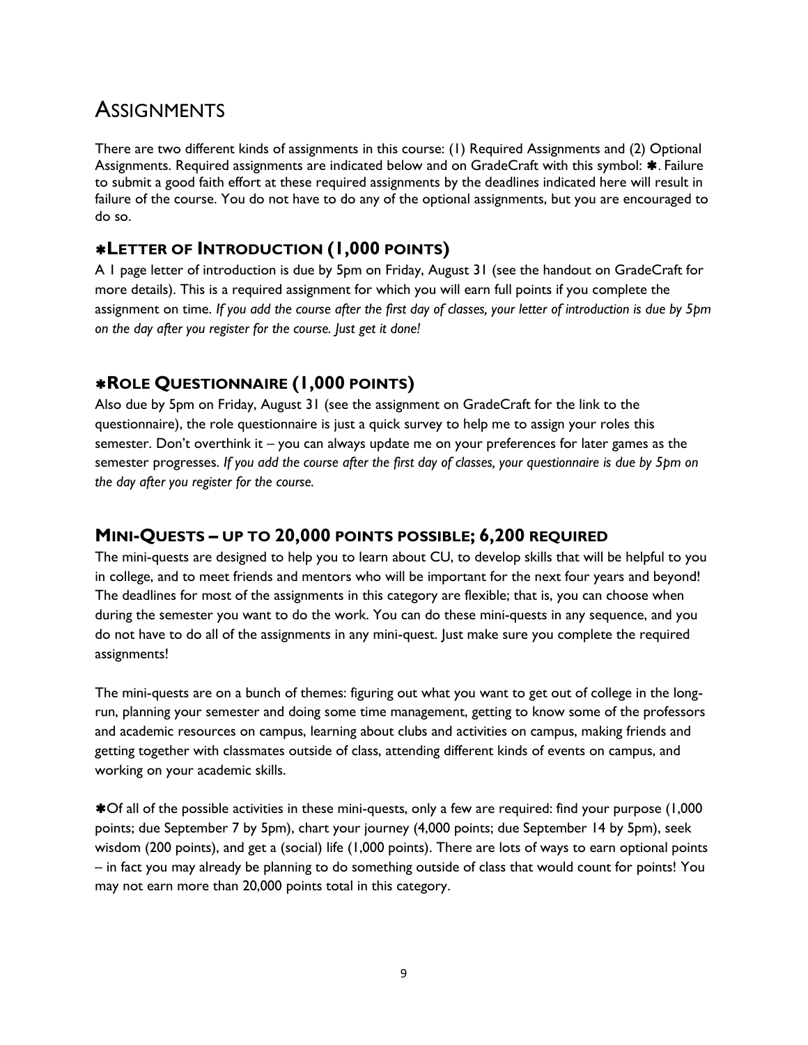# Assignments

There are two different kinds of assignments in this course: (1) Required Assignments and (2) Optional Assignments. Required assignments are indicated below and on GradeCraft with this symbol: ✱. Failure to submit a good faith effort at these required assignments by the deadlines indicated here will result in failure of the course. You do not have to do any of the optional assignments, but you are encouraged to do so.

## ✱Letter of Introduction (1,000 points)

A 1 page letter of introduction is due by 5pm on Friday, August 31 (see the handout on GradeCraft for more details). This is a required assignment for which you will earn full points if you complete the assignment on time. *If you add the course after the first day of classes, your letter of introduction is due by 5pm on the day after you register for the course. Just get it done!*

## ✱Role Questionnaire (1,000 points)

Also due by 5pm on Friday, August 31 (see the assignment on GradeCraft for the link to the questionnaire), the role questionnaire is just a quick survey to help me to assign your roles this semester. Don't overthink it – you can always update me on your preferences for later games as the semester progresses. *If you add the course after the first day of classes, your questionnaire is due by 5pm on the day after you register for the course.*

## Mini-Quests – up to 20,000 points possible; 6,200 required

The mini-quests are designed to help you to learn about CU, to develop skills that will be helpful to you in college, and to meet friends and mentors who will be important for the next four years and beyond! The deadlines for most of the assignments in this category are flexible; that is, you can choose when during the semester you want to do the work. You can do these mini-quests in any sequence, and you do not have to do all of the assignments in any mini-quest. Just make sure you complete the required assignments!

The mini-quests are on a bunch of themes: figuring out what you want to get out of college in the long-run, planning your semester and doing some time management, getting to know some of the professors and academic resources on campus, learning about clubs and activities on campus, making friends and getting together with classmates outside of class, attending different kinds of events on campus, and working on your academic skills.

✱Of all of the possible activities in these mini-quests, only a few are required: find your purpose (1,000 points; due September 7 by 5pm), chart your journey (4,000 points; due September 14 by 5pm), seek wisdom (200 points), and get a (social) life (1,000 points). There are lots of ways to earn optional points – in fact you may already be planning to do something outside of class that would count for points! You may not earn more than 20,000 points total in this category.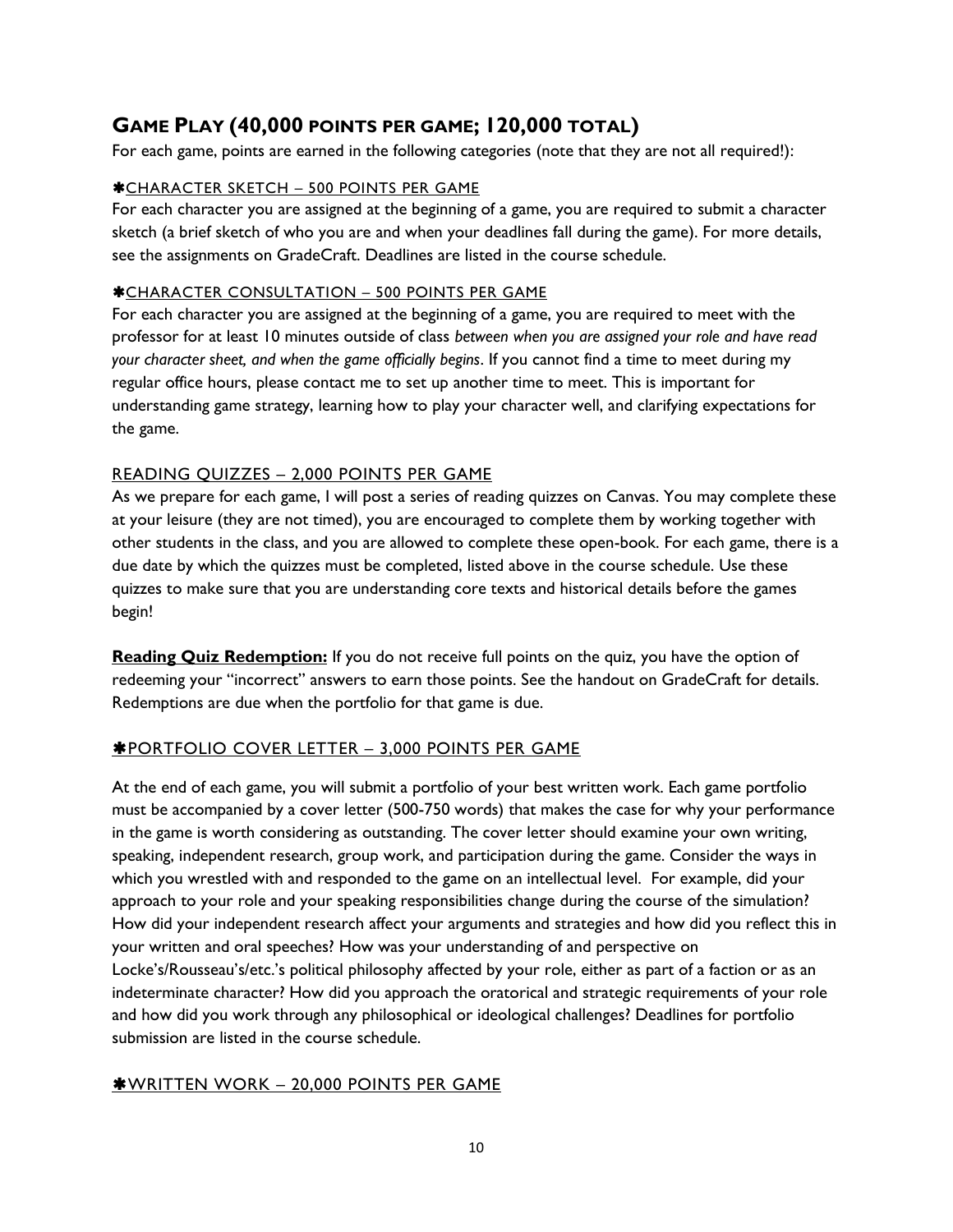## GAME PLAY (40,000 POINTS PER GAME; 120,000 TOTAL)

For each game, points are earned in the following categories (note that they are not all required!):

### ✱CHARACTER SKETCH – 500 POINTS PER GAME

For each character you are assigned at the beginning of a game, you are required to submit a character sketch (a brief sketch of who you are and when your deadlines fall during the game). For more details, see the assignments on GradeCraft. Deadlines are listed in the course schedule.

### ✱CHARACTER CONSULTATION – 500 POINTS PER GAME

For each character you are assigned at the beginning of a game, you are required to meet with the professor for at least 10 minutes outside of class *between when you are assigned your role and have read your character sheet, and when the game officially begins*. If you cannot find a time to meet during my regular office hours, please contact me to set up another time to meet. This is important for understanding game strategy, learning how to play your character well, and clarifying expectations for the game.

### READING QUIZZES – 2,000 POINTS PER GAME

As we prepare for each game, I will post a series of reading quizzes on Canvas. You may complete these at your leisure (they are not timed), you are encouraged to complete them by working together with other students in the class, and you are allowed to complete these open-book. For each game, there is a due date by which the quizzes must be completed, listed above in the course schedule. Use these quizzes to make sure that you are understanding core texts and historical details before the games begin!

**Reading Quiz Redemption:** If you do not receive full points on the quiz, you have the option of redeeming your "incorrect" answers to earn those points. See the handout on GradeCraft for details. Redemptions are due when the portfolio for that game is due.

### ✱PORTFOLIO COVER LETTER – 3,000 POINTS PER GAME

At the end of each game, you will submit a portfolio of your best written work. Each game portfolio must be accompanied by a cover letter (500-750 words) that makes the case for why your performance in the game is worth considering as outstanding. The cover letter should examine your own writing, speaking, independent research, group work, and participation during the game. Consider the ways in which you wrestled with and responded to the game on an intellectual level. For example, did your approach to your role and your speaking responsibilities change during the course of the simulation? How did your independent research affect your arguments and strategies and how did you reflect this in your written and oral speeches? How was your understanding of and perspective on Locke's/Rousseau's/etc.'s political philosophy affected by your role, either as part of a faction or as an indeterminate character? How did you approach the oratorical and strategic requirements of your role and how did you work through any philosophical or ideological challenges? Deadlines for portfolio submission are listed in the course schedule.

### ✱WRITTEN WORK – 20,000 POINTS PER GAME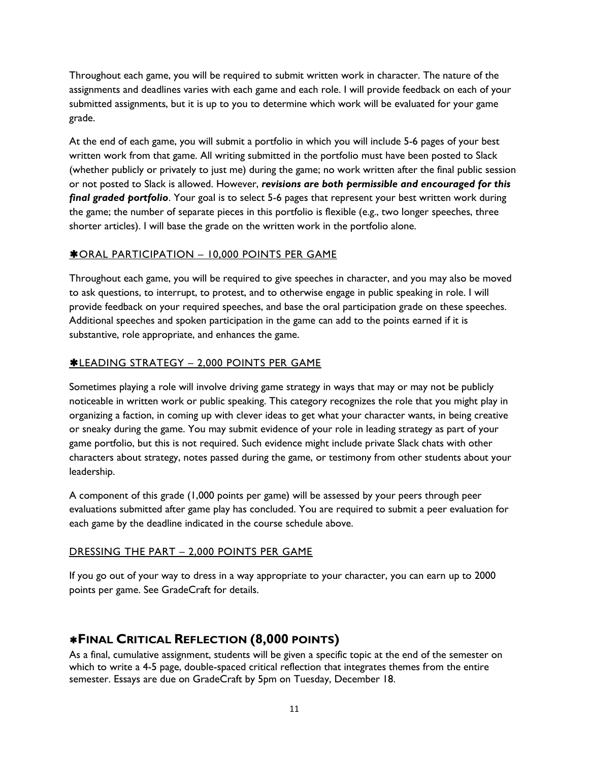Throughout each game, you will be required to submit written work in character. The nature of the assignments and deadlines varies with each game and each role. I will provide feedback on each of your submitted assignments, but it is up to you to determine which work will be evaluated for your game grade.

At the end of each game, you will submit a portfolio in which you will include 5-6 pages of your best written work from that game. All writing submitted in the portfolio must have been posted to Slack (whether publicly or privately to just me) during the game; no work written after the final public session or not posted to Slack is allowed. However, ***revisions are both permissible and encouraged for this final graded portfolio***. Your goal is to select 5-6 pages that represent your best written work during the game; the number of separate pieces in this portfolio is flexible (e.g., two longer speeches, three shorter articles). I will base the grade on the written work in the portfolio alone.

### ✱ORAL PARTICIPATION – 10,000 POINTS PER GAME

Throughout each game, you will be required to give speeches in character, and you may also be moved to ask questions, to interrupt, to protest, and to otherwise engage in public speaking in role. I will provide feedback on your required speeches, and base the oral participation grade on these speeches. Additional speeches and spoken participation in the game can add to the points earned if it is substantive, role appropriate, and enhances the game.

### ✱LEADING STRATEGY – 2,000 POINTS PER GAME

Sometimes playing a role will involve driving game strategy in ways that may or may not be publicly noticeable in written work or public speaking. This category recognizes the role that you might play in organizing a faction, in coming up with clever ideas to get what your character wants, in being creative or sneaky during the game. You may submit evidence of your role in leading strategy as part of your game portfolio, but this is not required. Such evidence might include private Slack chats with other characters about strategy, notes passed during the game, or testimony from other students about your leadership.

A component of this grade (1,000 points per game) will be assessed by your peers through peer evaluations submitted after game play has concluded. You are required to submit a peer evaluation for each game by the deadline indicated in the course schedule above.

### DRESSING THE PART – 2,000 POINTS PER GAME

If you go out of your way to dress in a way appropriate to your character, you can earn up to 2000 points per game. See GradeCraft for details.

## ∗FINAL CRITICAL REFLECTION (8,000 POINTS)

As a final, cumulative assignment, students will be given a specific topic at the end of the semester on which to write a 4-5 page, double-spaced critical reflection that integrates themes from the entire semester. Essays are due on GradeCraft by 5pm on Tuesday, December 18.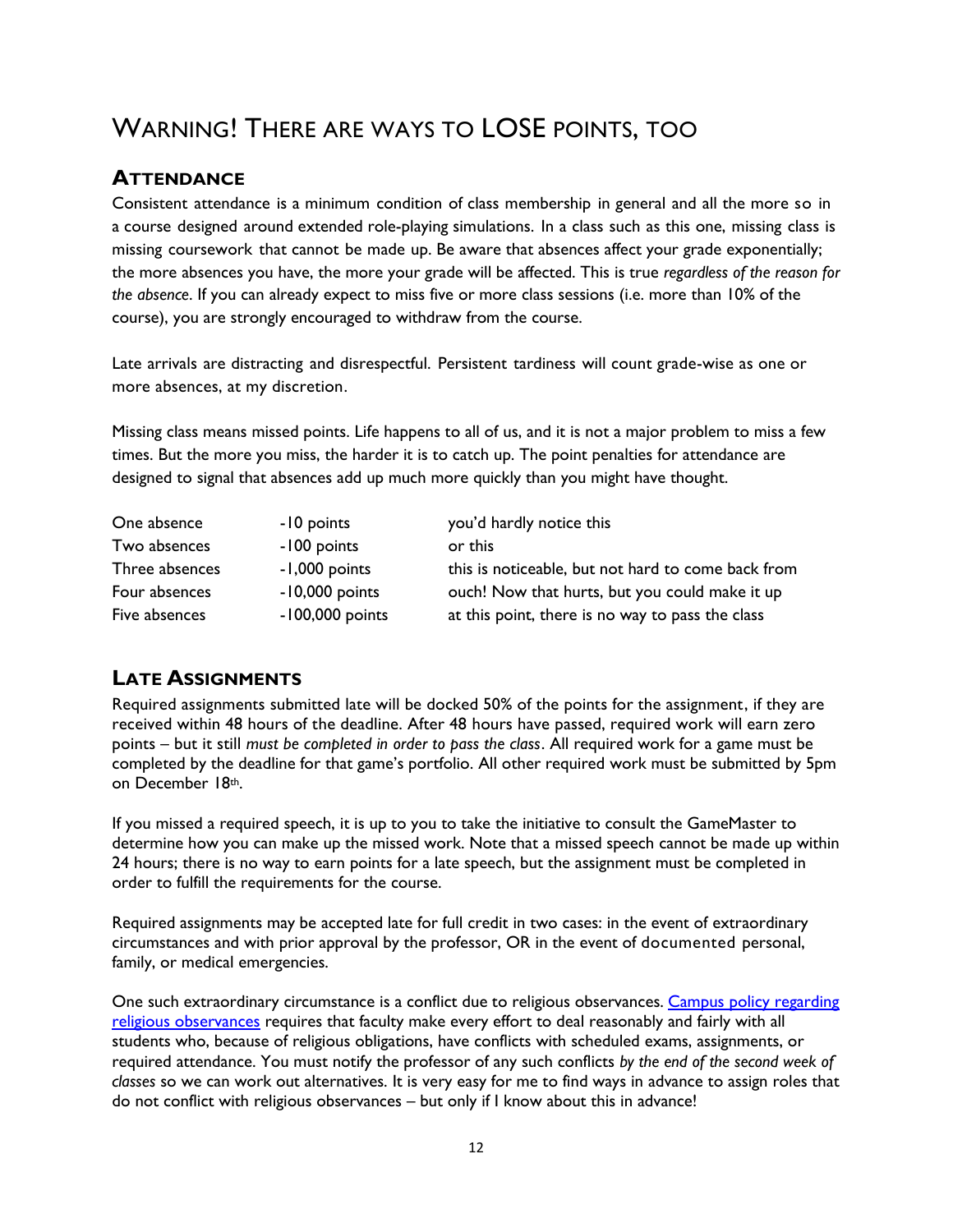# WARNING! THERE ARE WAYS TO LOSE POINTS, TOO

## ATTENDANCE

Consistent attendance is a minimum condition of class membership in general and all the more so in a course designed around extended role-playing simulations. In a class such as this one, missing class is missing coursework that cannot be made up. Be aware that absences affect your grade exponentially; the more absences you have, the more your grade will be affected. This is true *regardless of the reason for the absence*. If you can already expect to miss five or more class sessions (i.e. more than 10% of the course), you are strongly encouraged to withdraw from the course.

Late arrivals are distracting and disrespectful. Persistent tardiness will count grade-wise as one or more absences, at my discretion.

Missing class means missed points. Life happens to all of us, and it is not a major problem to miss a few times. But the more you miss, the harder it is to catch up. The point penalties for attendance are designed to signal that absences add up much more quickly than you might have thought.

| | | |
|---|---|---|
| One absence | -10 points | you'd hardly notice this |
| Two absences | -100 points | or this |
| Three absences | -1,000 points | this is noticeable, but not hard to come back from |
| Four absences | -10,000 points | ouch! Now that hurts, but you could make it up |
| Five absences | -100,000 points | at this point, there is no way to pass the class |

## LATE ASSIGNMENTS

Required assignments submitted late will be docked 50% of the points for the assignment, if they are received within 48 hours of the deadline. After 48 hours have passed, required work will earn zero points – but it still *must be completed in order to pass the class*. All required work for a game must be completed by the deadline for that game's portfolio. All other required work must be submitted by 5pm on December 18th.

If you missed a required speech, it is up to you to take the initiative to consult the GameMaster to determine how you can make up the missed work. Note that a missed speech cannot be made up within 24 hours; there is no way to earn points for a late speech, but the assignment must be completed in order to fulfill the requirements for the course.

Required assignments may be accepted late for full credit in two cases: in the event of extraordinary circumstances and with prior approval by the professor, OR in the event of documented personal, family, or medical emergencies.

One such extraordinary circumstance is a conflict due to religious observances. Campus policy regarding religious observances requires that faculty make every effort to deal reasonably and fairly with all students who, because of religious obligations, have conflicts with scheduled exams, assignments, or required attendance. You must notify the professor of any such conflicts *by the end of the second week of classes* so we can work out alternatives. It is very easy for me to find ways in advance to assign roles that do not conflict with religious observances – but only if I know about this in advance!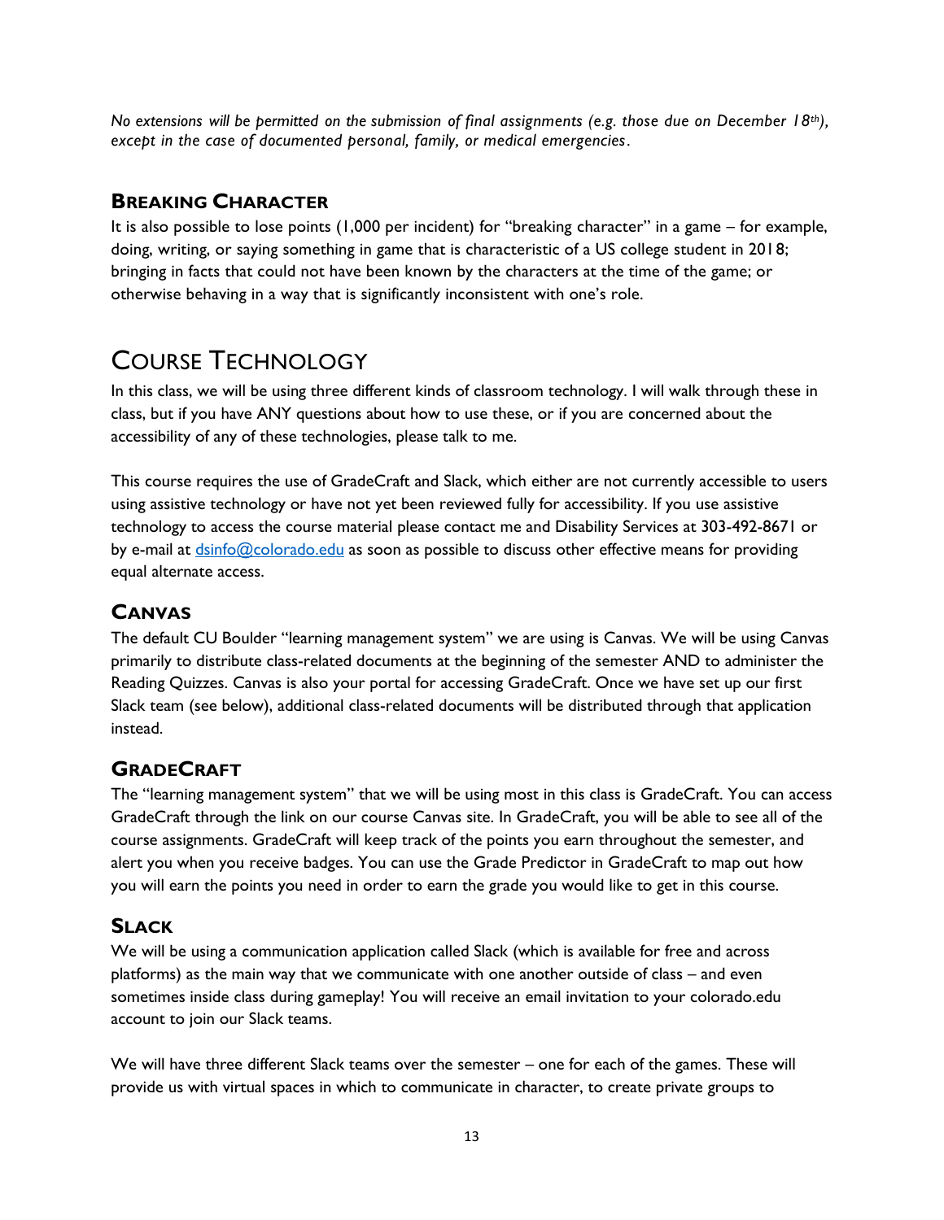*No extensions will be permitted on the submission of final assignments (e.g. those due on December 18th), except in the case of documented personal, family, or medical emergencies.*

### Breaking Character

It is also possible to lose points (1,000 per incident) for "breaking character" in a game – for example, doing, writing, or saying something in game that is characteristic of a US college student in 2018; bringing in facts that could not have been known by the characters at the time of the game; or otherwise behaving in a way that is significantly inconsistent with one's role.

## Course Technology

In this class, we will be using three different kinds of classroom technology. I will walk through these in class, but if you have ANY questions about how to use these, or if you are concerned about the accessibility of any of these technologies, please talk to me.

This course requires the use of GradeCraft and Slack, which either are not currently accessible to users using assistive technology or have not yet been reviewed fully for accessibility. If you use assistive technology to access the course material please contact me and Disability Services at 303-492-8671 or by e-mail at dsinfo@colorado.edu as soon as possible to discuss other effective means for providing equal alternate access.

### Canvas

The default CU Boulder "learning management system" we are using is Canvas. We will be using Canvas primarily to distribute class-related documents at the beginning of the semester AND to administer the Reading Quizzes. Canvas is also your portal for accessing GradeCraft. Once we have set up our first Slack team (see below), additional class-related documents will be distributed through that application instead.

### GradeCraft

The "learning management system" that we will be using most in this class is GradeCraft. You can access GradeCraft through the link on our course Canvas site. In GradeCraft, you will be able to see all of the course assignments. GradeCraft will keep track of the points you earn throughout the semester, and alert you when you receive badges. You can use the Grade Predictor in GradeCraft to map out how you will earn the points you need in order to earn the grade you would like to get in this course.

### Slack

We will be using a communication application called Slack (which is available for free and across platforms) as the main way that we communicate with one another outside of class – and even sometimes inside class during gameplay! You will receive an email invitation to your colorado.edu account to join our Slack teams.

We will have three different Slack teams over the semester – one for each of the games. These will provide us with virtual spaces in which to communicate in character, to create private groups to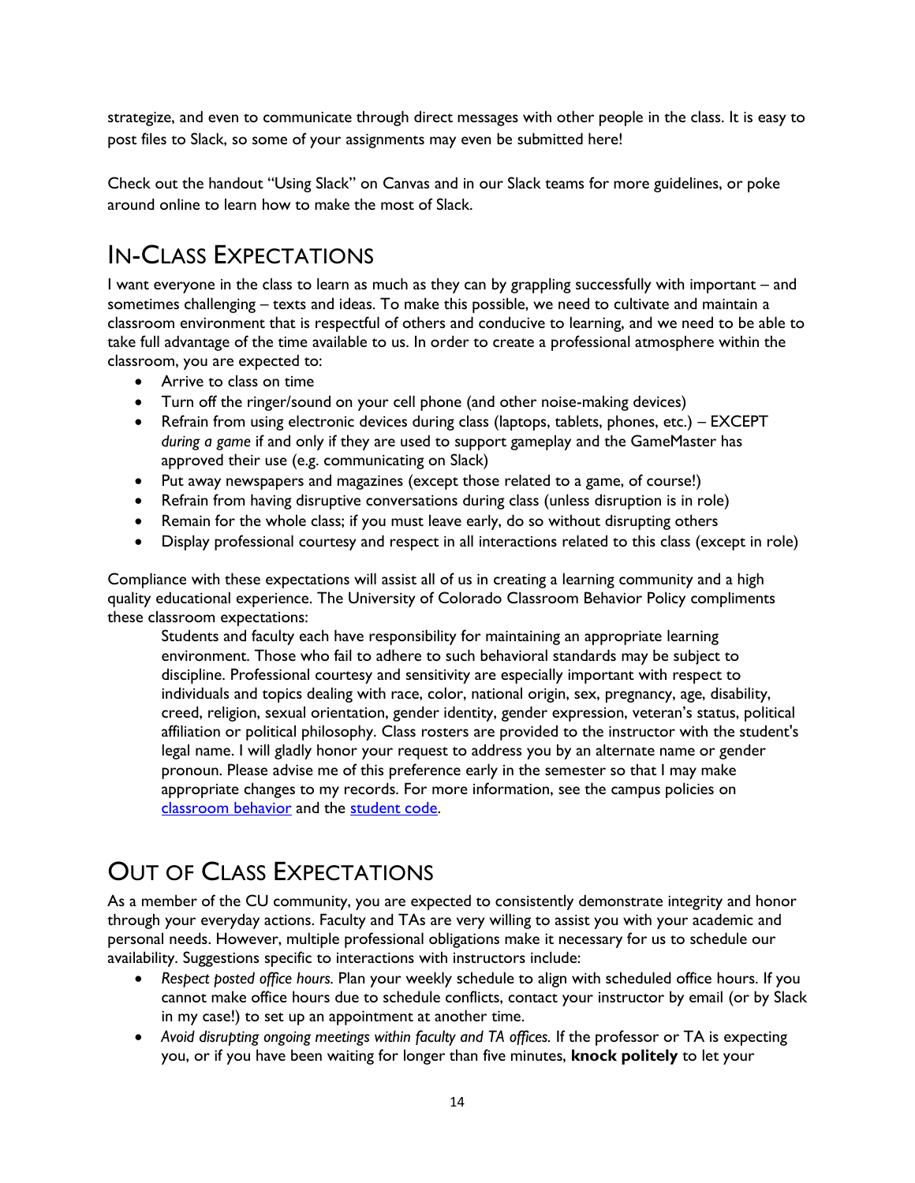strategize, and even to communicate through direct messages with other people in the class. It is easy to post files to Slack, so some of your assignments may even be submitted here!

Check out the handout "Using Slack" on Canvas and in our Slack teams for more guidelines, or poke around online to learn how to make the most of Slack.

# In-Class Expectations

I want everyone in the class to learn as much as they can by grappling successfully with important – and sometimes challenging – texts and ideas. To make this possible, we need to cultivate and maintain a classroom environment that is respectful of others and conducive to learning, and we need to be able to take full advantage of the time available to us. In order to create a professional atmosphere within the classroom, you are expected to:

- Arrive to class on time
- Turn off the ringer/sound on your cell phone (and other noise-making devices)
- Refrain from using electronic devices during class (laptops, tablets, phones, etc.) – EXCEPT *during a game* if and only if they are used to support gameplay and the GameMaster has approved their use (e.g. communicating on Slack)
- Put away newspapers and magazines (except those related to a game, of course!)
- Refrain from having disruptive conversations during class (unless disruption is in role)
- Remain for the whole class; if you must leave early, do so without disrupting others
- Display professional courtesy and respect in all interactions related to this class (except in role)

Compliance with these expectations will assist all of us in creating a learning community and a high quality educational experience. The University of Colorado Classroom Behavior Policy compliments these classroom expectations:

> Students and faculty each have responsibility for maintaining an appropriate learning environment. Those who fail to adhere to such behavioral standards may be subject to discipline. Professional courtesy and sensitivity are especially important with respect to individuals and topics dealing with race, color, national origin, sex, pregnancy, age, disability, creed, religion, sexual orientation, gender identity, gender expression, veteran's status, political affiliation or political philosophy. Class rosters are provided to the instructor with the student's legal name. I will gladly honor your request to address you by an alternate name or gender pronoun. Please advise me of this preference early in the semester so that I may make appropriate changes to my records. For more information, see the campus policies on classroom behavior and the student code.

# Out of Class Expectations

As a member of the CU community, you are expected to consistently demonstrate integrity and honor through your everyday actions. Faculty and TAs are very willing to assist you with your academic and personal needs. However, multiple professional obligations make it necessary for us to schedule our availability. Suggestions specific to interactions with instructors include:

- *Respect posted office hours.* Plan your weekly schedule to align with scheduled office hours. If you cannot make office hours due to schedule conflicts, contact your instructor by email (or by Slack in my case!) to set up an appointment at another time.
- *Avoid disrupting ongoing meetings within faculty and TA offices.* If the professor or TA is expecting you, or if you have been waiting for longer than five minutes, **knock politely** to let your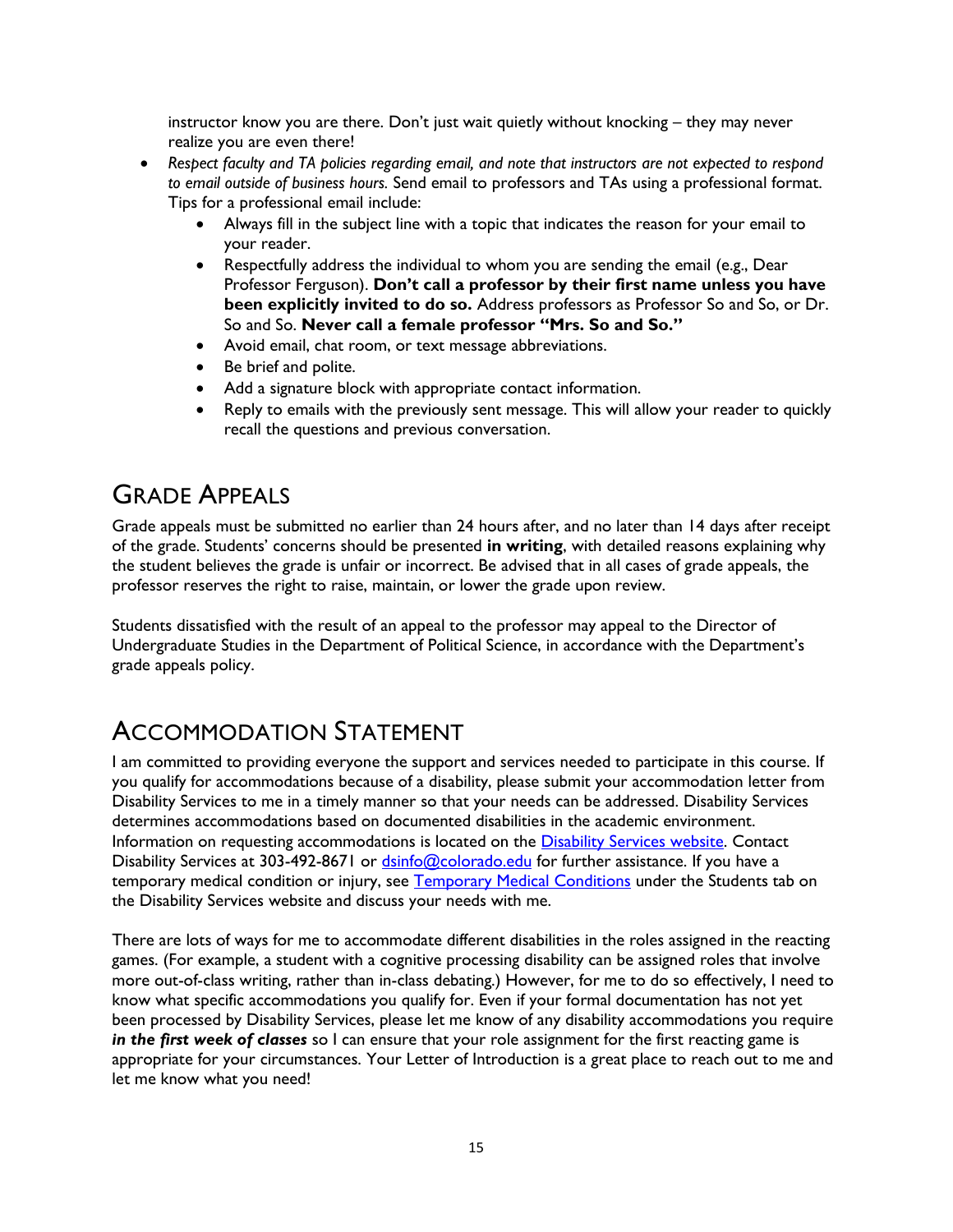instructor know you are there. Don't just wait quietly without knocking – they may never realize you are even there!

- *Respect faculty and TA policies regarding email, and note that instructors are not expected to respond to email outside of business hours.* Send email to professors and TAs using a professional format. Tips for a professional email include:
    - Always fill in the subject line with a topic that indicates the reason for your email to your reader.
    - Respectfully address the individual to whom you are sending the email (e.g., Dear Professor Ferguson). **Don't call a professor by their first name unless you have been explicitly invited to do so.** Address professors as Professor So and So, or Dr. So and So. **Never call a female professor "Mrs. So and So."**
    - Avoid email, chat room, or text message abbreviations.
    - Be brief and polite.
    - Add a signature block with appropriate contact information.
    - Reply to emails with the previously sent message. This will allow your reader to quickly recall the questions and previous conversation.

# Grade Appeals

Grade appeals must be submitted no earlier than 24 hours after, and no later than 14 days after receipt of the grade. Students' concerns should be presented **in writing**, with detailed reasons explaining why the student believes the grade is unfair or incorrect. Be advised that in all cases of grade appeals, the professor reserves the right to raise, maintain, or lower the grade upon review.

Students dissatisfied with the result of an appeal to the professor may appeal to the Director of Undergraduate Studies in the Department of Political Science, in accordance with the Department's grade appeals policy.

# Accommodation Statement

I am committed to providing everyone the support and services needed to participate in this course. If you qualify for accommodations because of a disability, please submit your accommodation letter from Disability Services to me in a timely manner so that your needs can be addressed. Disability Services determines accommodations based on documented disabilities in the academic environment. Information on requesting accommodations is located on the Disability Services website. Contact Disability Services at 303-492-8671 or dsinfo@colorado.edu for further assistance. If you have a temporary medical condition or injury, see Temporary Medical Conditions under the Students tab on the Disability Services website and discuss your needs with me.

There are lots of ways for me to accommodate different disabilities in the roles assigned in the reacting games. (For example, a student with a cognitive processing disability can be assigned roles that involve more out-of-class writing, rather than in-class debating.) However, for me to do so effectively, I need to know what specific accommodations you qualify for. Even if your formal documentation has not yet been processed by Disability Services, please let me know of any disability accommodations you require ***in the first week of classes*** so I can ensure that your role assignment for the first reacting game is appropriate for your circumstances. Your Letter of Introduction is a great place to reach out to me and let me know what you need!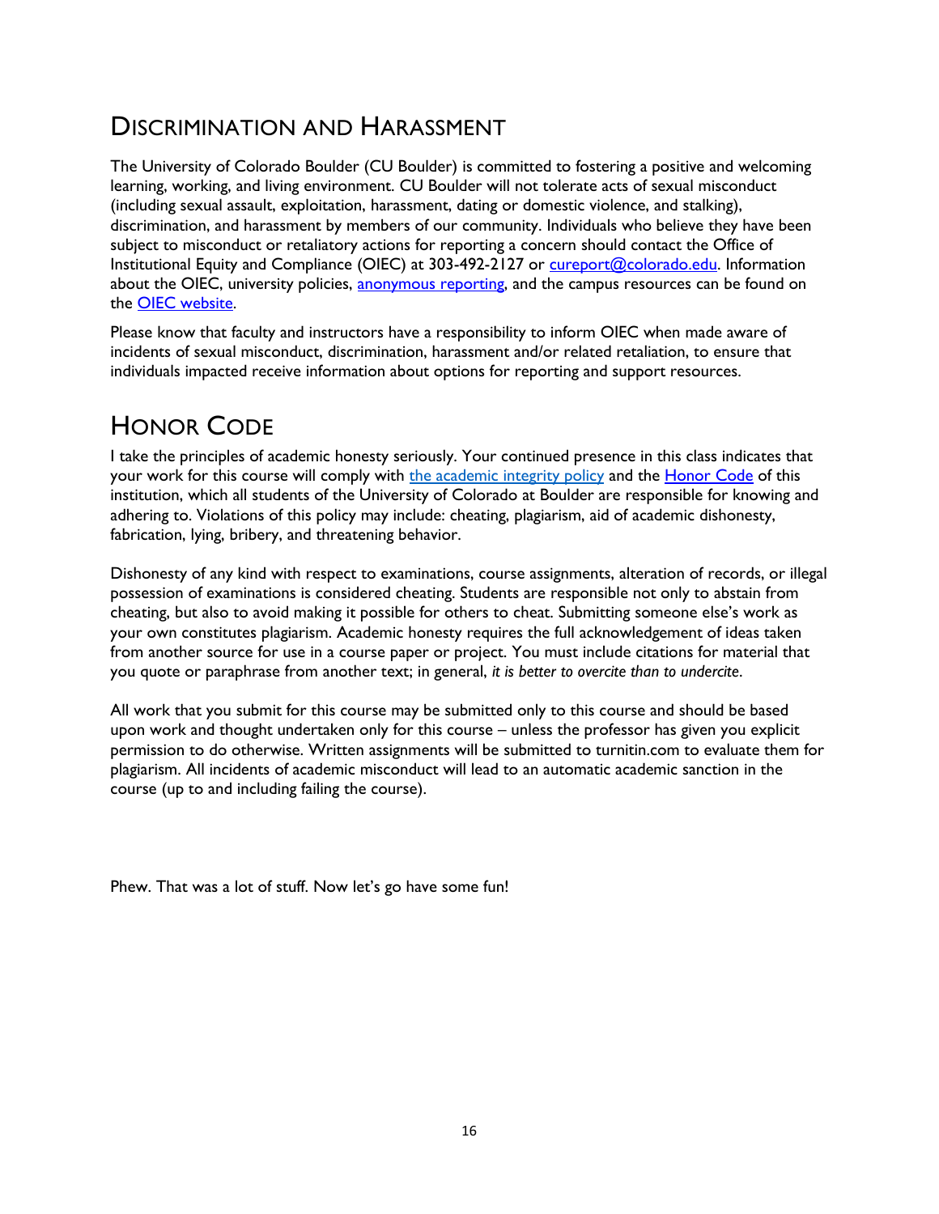## Discrimination and Harassment

The University of Colorado Boulder (CU Boulder) is committed to fostering a positive and welcoming learning, working, and living environment. CU Boulder will not tolerate acts of sexual misconduct (including sexual assault, exploitation, harassment, dating or domestic violence, and stalking), discrimination, and harassment by members of our community. Individuals who believe they have been subject to misconduct or retaliatory actions for reporting a concern should contact the Office of Institutional Equity and Compliance (OIEC) at 303-492-2127 or cureport@colorado.edu. Information about the OIEC, university policies, anonymous reporting, and the campus resources can be found on the OIEC website.

Please know that faculty and instructors have a responsibility to inform OIEC when made aware of incidents of sexual misconduct, discrimination, harassment and/or related retaliation, to ensure that individuals impacted receive information about options for reporting and support resources.

## Honor Code

I take the principles of academic honesty seriously. Your continued presence in this class indicates that your work for this course will comply with the academic integrity policy and the Honor Code of this institution, which all students of the University of Colorado at Boulder are responsible for knowing and adhering to. Violations of this policy may include: cheating, plagiarism, aid of academic dishonesty, fabrication, lying, bribery, and threatening behavior.

Dishonesty of any kind with respect to examinations, course assignments, alteration of records, or illegal possession of examinations is considered cheating. Students are responsible not only to abstain from cheating, but also to avoid making it possible for others to cheat. Submitting someone else's work as your own constitutes plagiarism. Academic honesty requires the full acknowledgement of ideas taken from another source for use in a course paper or project. You must include citations for material that you quote or paraphrase from another text; in general, *it is better to overcite than to undercite*.

All work that you submit for this course may be submitted only to this course and should be based upon work and thought undertaken only for this course – unless the professor has given you explicit permission to do otherwise. Written assignments will be submitted to turnitin.com to evaluate them for plagiarism. All incidents of academic misconduct will lead to an automatic academic sanction in the course (up to and including failing the course).

Phew. That was a lot of stuff. Now let's go have some fun!